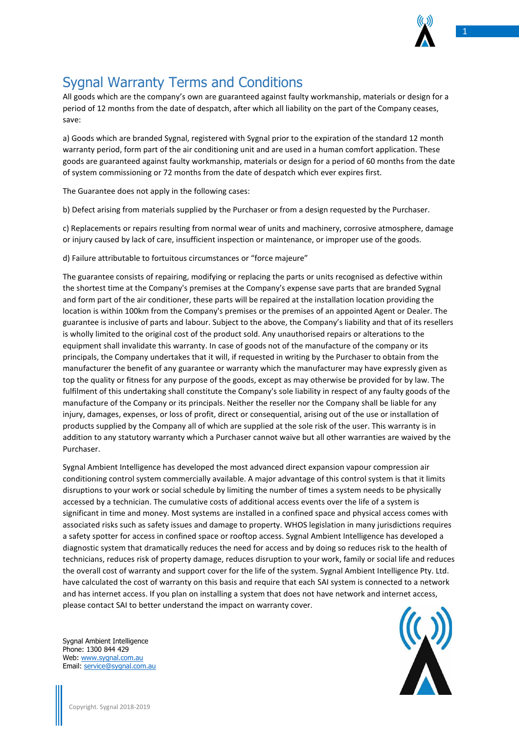# Sygnal Warranty Terms and Conditions

All goods which are the company's own are guaranteed against faulty workmanship, materials or design for a period of 12 months from the date of despatch, after which all liability on the part of the Company ceases, save:

a) Goods which are branded Sygnal, registered with Sygnal prior to the expiration of the standard 12 month warranty period, form part of the air conditioning unit and are used in a human comfort application. These goods are guaranteed against faulty workmanship, materials or design for a period of 60 months from the date of system commissioning or 72 months from the date of despatch which ever expires first.

The Guarantee does not apply in the following cases:

b) Defect arising from materials supplied by the Purchaser or from a design requested by the Purchaser.

c) Replacements or repairs resulting from normal wear of units and machinery, corrosive atmosphere, damage or injury caused by lack of care, insufficient inspection or maintenance, or improper use of the goods.

d) Failure attributable to fortuitous circumstances or "force majeure"

The guarantee consists of repairing, modifying or replacing the parts or units recognised as defective within the shortest time at the Company's premises at the Company's expense save parts that are branded Sygnal and form part of the air conditioner, these parts will be repaired at the installation location providing the location is within 100km from the Company's premises or the premises of an appointed Agent or Dealer. The guarantee is inclusive of parts and labour. Subject to the above, the Company's liability and that of its resellers is wholly limited to the original cost of the product sold. Any unauthorised repairs or alterations to the equipment shall invalidate this warranty. In case of goods not of the manufacture of the company or its principals, the Company undertakes that it will, if requested in writing by the Purchaser to obtain from the manufacturer the benefit of any guarantee or warranty which the manufacturer may have expressly given as top the quality or fitness for any purpose of the goods, except as may otherwise be provided for by law. The fulfilment of this undertaking shall constitute the Company's sole liability in respect of any faulty goods of the manufacture of the Company or its principals. Neither the reseller nor the Company shall be liable for any injury, damages, expenses, or loss of profit, direct or consequential, arising out of the use or installation of products supplied by the Company all of which are supplied at the sole risk of the user. This warranty is in addition to any statutory warranty which a Purchaser cannot waive but all other warranties are waived by the Purchaser.

Sygnal Ambient Intelligence has developed the most advanced direct expansion vapour compression air conditioning control system commercially available. A major advantage of this control system is that it limits disruptions to your work or social schedule by limiting the number of times a system needs to be physically accessed by a technician. The cumulative costs of additional access events over the life of a system is significant in time and money. Most systems are installed in a confined space and physical access comes with associated risks such as safety issues and damage to property. WHOS legislation in many jurisdictions requires a safety spotter for access in confined space or rooftop access. Sygnal Ambient Intelligence has developed a diagnostic system that dramatically reduces the need for access and by doing so reduces risk to the health of technicians, reduces risk of property damage, reduces disruption to your work, family or social life and reduces the overall cost of warranty and support cover for the life of the system. Sygnal Ambient Intelligence Pty. Ltd. have calculated the cost of warranty on this basis and require that each SAI system is connected to a network and has internet access. If you plan on installing a system that does not have network and internet access, please contact SAI to better understand the impact on warranty cover.

Sygnal Ambient Intelligence
Phone: 1300 844 429
Web: www.sygnal.com.au
Email: service@sygnal.com.au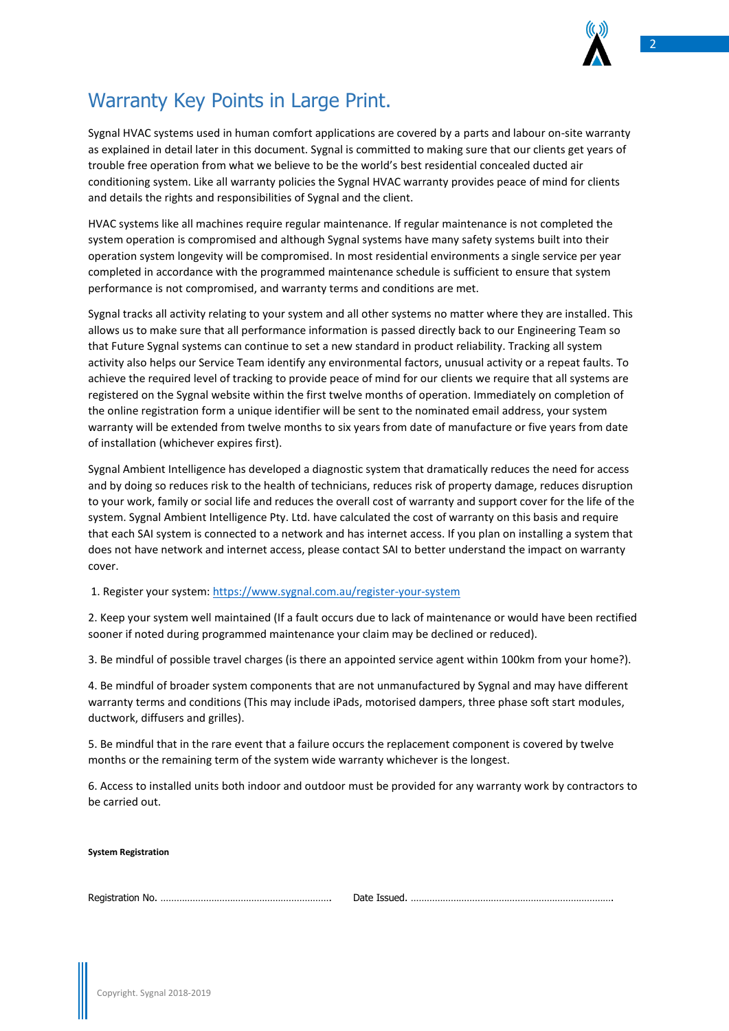# Warranty Key Points in Large Print.

Sygnal HVAC systems used in human comfort applications are covered by a parts and labour on-site warranty as explained in detail later in this document. Sygnal is committed to making sure that our clients get years of trouble free operation from what we believe to be the world's best residential concealed ducted air conditioning system. Like all warranty policies the Sygnal HVAC warranty provides peace of mind for clients and details the rights and responsibilities of Sygnal and the client.

HVAC systems like all machines require regular maintenance. If regular maintenance is not completed the system operation is compromised and although Sygnal systems have many safety systems built into their operation system longevity will be compromised. In most residential environments a single service per year completed in accordance with the programmed maintenance schedule is sufficient to ensure that system performance is not compromised, and warranty terms and conditions are met.

Sygnal tracks all activity relating to your system and all other systems no matter where they are installed. This allows us to make sure that all performance information is passed directly back to our Engineering Team so that Future Sygnal systems can continue to set a new standard in product reliability. Tracking all system activity also helps our Service Team identify any environmental factors, unusual activity or a repeat faults. To achieve the required level of tracking to provide peace of mind for our clients we require that all systems are registered on the Sygnal website within the first twelve months of operation. Immediately on completion of the online registration form a unique identifier will be sent to the nominated email address, your system warranty will be extended from twelve months to six years from date of manufacture or five years from date of installation (whichever expires first).

Sygnal Ambient Intelligence has developed a diagnostic system that dramatically reduces the need for access and by doing so reduces risk to the health of technicians, reduces risk of property damage, reduces disruption to your work, family or social life and reduces the overall cost of warranty and support cover for the life of the system. Sygnal Ambient Intelligence Pty. Ltd. have calculated the cost of warranty on this basis and require that each SAI system is connected to a network and has internet access. If you plan on installing a system that does not have network and internet access, please contact SAI to better understand the impact on warranty cover.

1. Register your system: https://www.sygnal.com.au/register-your-system

2. Keep your system well maintained (If a fault occurs due to lack of maintenance or would have been rectified sooner if noted during programmed maintenance your claim may be declined or reduced).

3. Be mindful of possible travel charges (is there an appointed service agent within 100km from your home?).

4. Be mindful of broader system components that are not unmanufactured by Sygnal and may have different warranty terms and conditions (This may include iPads, motorised dampers, three phase soft start modules, ductwork, diffusers and grilles).

5. Be mindful that in the rare event that a failure occurs the replacement component is covered by twelve months or the remaining term of the system wide warranty whichever is the longest.

6. Access to installed units both indoor and outdoor must be provided for any warranty work by contractors to be carried out.

**System Registration**

Registration No. ………………………………………………………. Date Issued. ………………………………………………………………….

Copyright. Sygnal 2018-2019